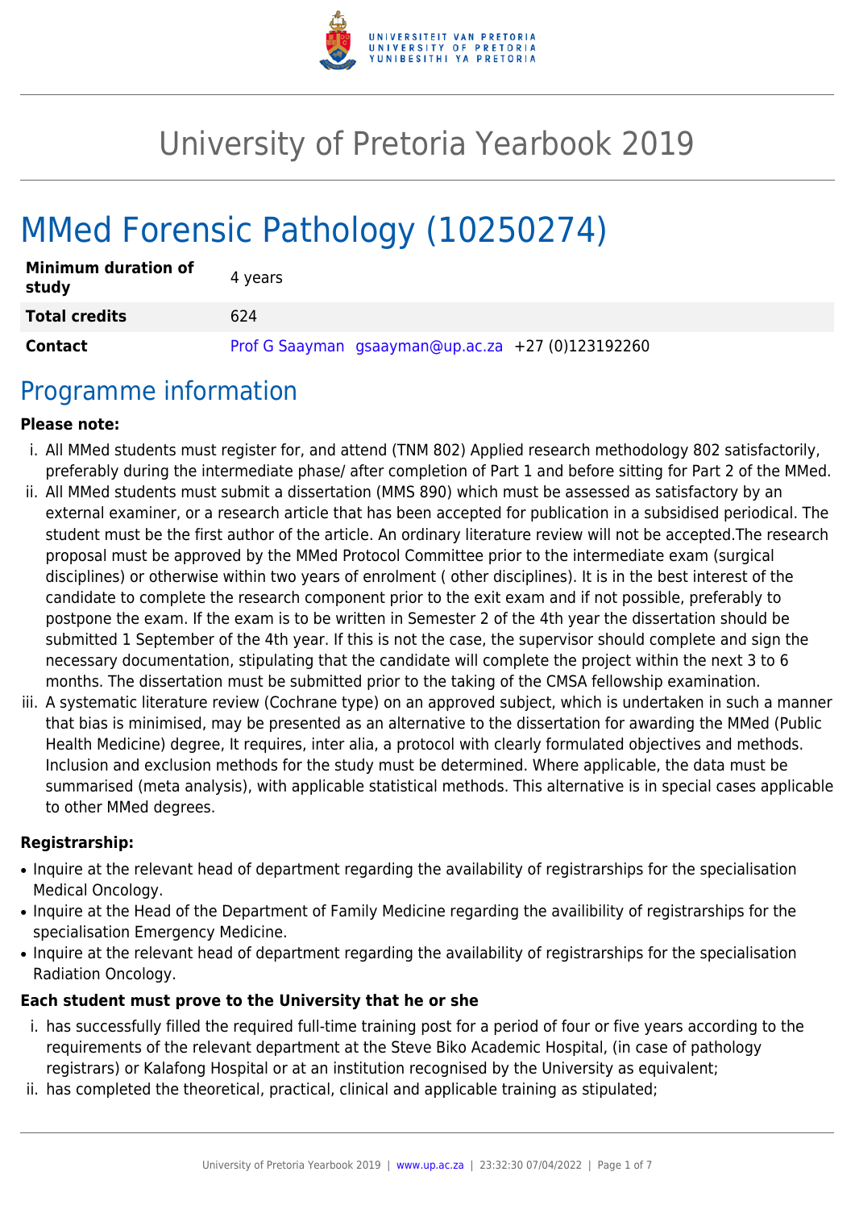# University of Pretoria Yearbook 2019

# MMed Forensic Pathology (10250274)

| **Minimum duration of study** | 4 years |
|---|---|
| **Total credits** | 624 |
| **Contact** | Prof G Saayman gsaayman@up.ac.za +27 (0)123192260 |

## Programme information

**Please note:**

i. All MMed students must register for, and attend (TNM 802) Applied research methodology 802 satisfactorily, preferably during the intermediate phase/ after completion of Part 1 and before sitting for Part 2 of the MMed.

ii. All MMed students must submit a dissertation (MMS 890) which must be assessed as satisfactory by an external examiner, or a research article that has been accepted for publication in a subsidised periodical. The student must be the first author of the article. An ordinary literature review will not be accepted.The research proposal must be approved by the MMed Protocol Committee prior to the intermediate exam (surgical disciplines) or otherwise within two years of enrolment ( other disciplines). It is in the best interest of the candidate to complete the research component prior to the exit exam and if not possible, preferably to postpone the exam. If the exam is to be written in Semester 2 of the 4th year the dissertation should be submitted 1 September of the 4th year. If this is not the case, the supervisor should complete and sign the necessary documentation, stipulating that the candidate will complete the project within the next 3 to 6 months. The dissertation must be submitted prior to the taking of the CMSA fellowship examination.

iii. A systematic literature review (Cochrane type) on an approved subject, which is undertaken in such a manner that bias is minimised, may be presented as an alternative to the dissertation for awarding the MMed (Public Health Medicine) degree, It requires, inter alia, a protocol with clearly formulated objectives and methods. Inclusion and exclusion methods for the study must be determined. Where applicable, the data must be summarised (meta analysis), with applicable statistical methods. This alternative is in special cases applicable to other MMed degrees.

**Registrarship:**

- Inquire at the relevant head of department regarding the availability of registrarships for the specialisation Medical Oncology.
- Inquire at the Head of the Department of Family Medicine regarding the availibility of registrarships for the specialisation Emergency Medicine.
- Inquire at the relevant head of department regarding the availability of registrarships for the specialisation Radiation Oncology.

**Each student must prove to the University that he or she**

i. has successfully filled the required full-time training post for a period of four or five years according to the requirements of the relevant department at the Steve Biko Academic Hospital, (in case of pathology registrars) or Kalafong Hospital or at an institution recognised by the University as equivalent;

ii. has completed the theoretical, practical, clinical and applicable training as stipulated;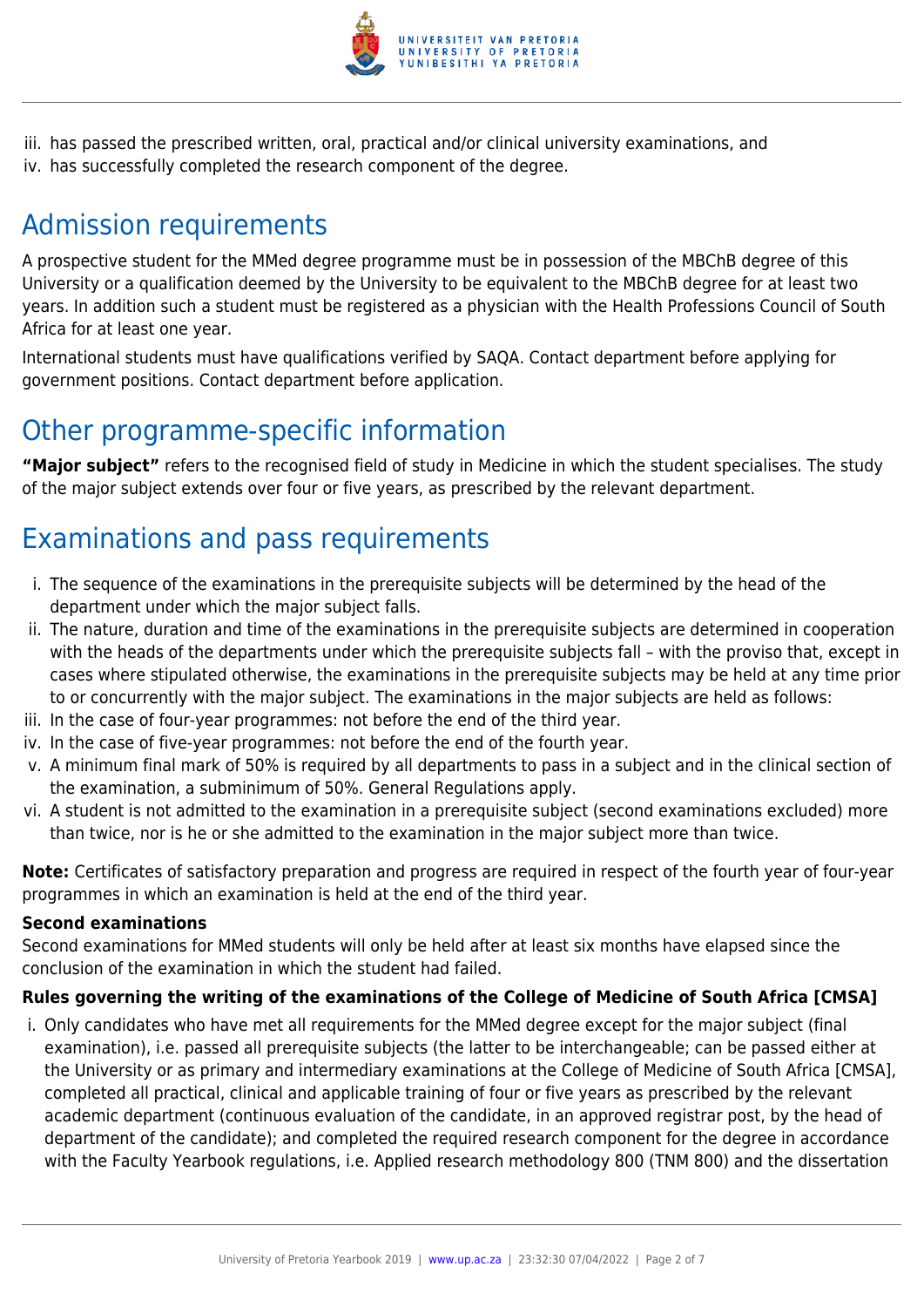iii. has passed the prescribed written, oral, practical and/or clinical university examinations, and
iv. has successfully completed the research component of the degree.

## Admission requirements

A prospective student for the MMed degree programme must be in possession of the MBChB degree of this University or a qualification deemed by the University to be equivalent to the MBChB degree for at least two years. In addition such a student must be registered as a physician with the Health Professions Council of South Africa for at least one year.

International students must have qualifications verified by SAQA. Contact department before applying for government positions. Contact department before application.

## Other programme-specific information

**"Major subject"** refers to the recognised field of study in Medicine in which the student specialises. The study of the major subject extends over four or five years, as prescribed by the relevant department.

## Examinations and pass requirements

i. The sequence of the examinations in the prerequisite subjects will be determined by the head of the department under which the major subject falls.
ii. The nature, duration and time of the examinations in the prerequisite subjects are determined in cooperation with the heads of the departments under which the prerequisite subjects fall – with the proviso that, except in cases where stipulated otherwise, the examinations in the prerequisite subjects may be held at any time prior to or concurrently with the major subject. The examinations in the major subjects are held as follows:
iii. In the case of four-year programmes: not before the end of the third year.
iv. In the case of five-year programmes: not before the end of the fourth year.
v. A minimum final mark of 50% is required by all departments to pass in a subject and in the clinical section of the examination, a subminimum of 50%. General Regulations apply.
vi. A student is not admitted to the examination in a prerequisite subject (second examinations excluded) more than twice, nor is he or she admitted to the examination in the major subject more than twice.

**Note:** Certificates of satisfactory preparation and progress are required in respect of the fourth year of four-year programmes in which an examination is held at the end of the third year.

**Second examinations**

Second examinations for MMed students will only be held after at least six months have elapsed since the conclusion of the examination in which the student had failed.

**Rules governing the writing of the examinations of the College of Medicine of South Africa [CMSA]**

i. Only candidates who have met all requirements for the MMed degree except for the major subject (final examination), i.e. passed all prerequisite subjects (the latter to be interchangeable; can be passed either at the University or as primary and intermediary examinations at the College of Medicine of South Africa [CMSA], completed all practical, clinical and applicable training of four or five years as prescribed by the relevant academic department (continuous evaluation of the candidate, in an approved registrar post, by the head of department of the candidate); and completed the required research component for the degree in accordance with the Faculty Yearbook regulations, i.e. Applied research methodology 800 (TNM 800) and the dissertation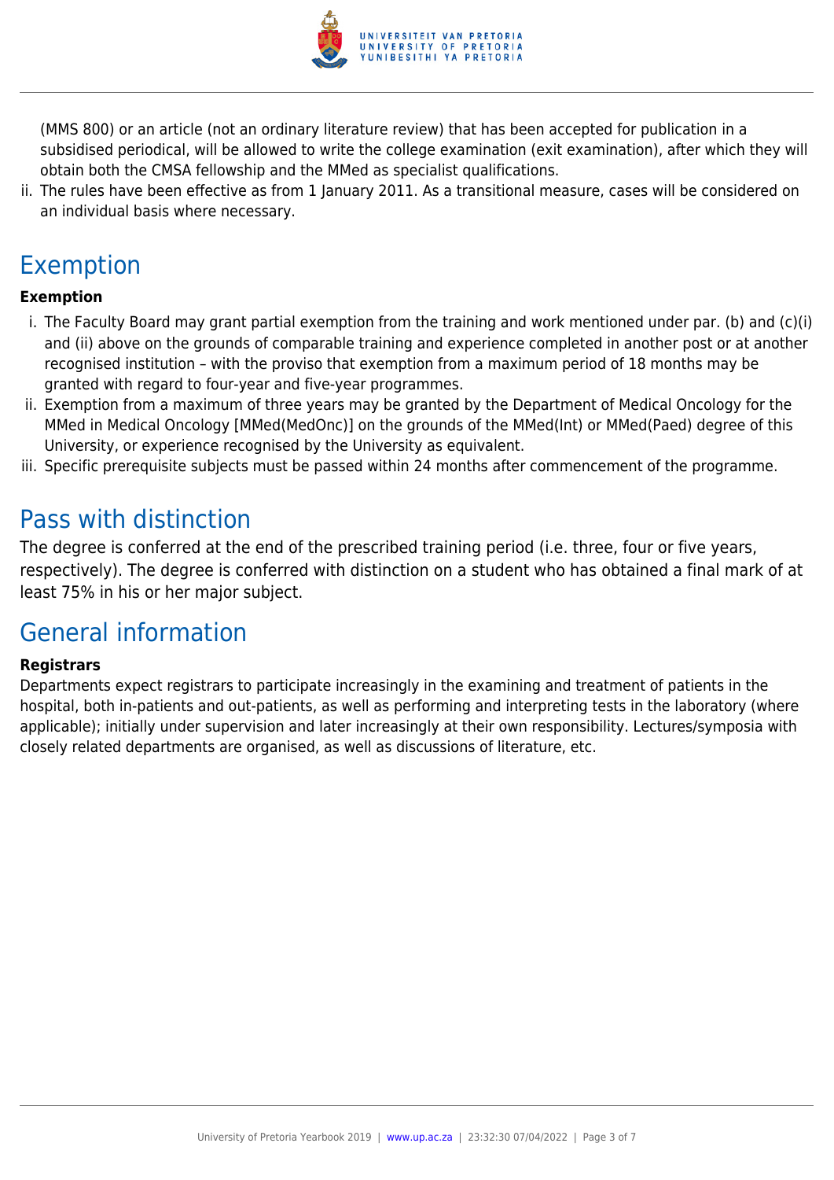(MMS 800) or an article (not an ordinary literature review) that has been accepted for publication in a subsidised periodical, will be allowed to write the college examination (exit examination), after which they will obtain both the CMSA fellowship and the MMed as specialist qualifications.

ii. The rules have been effective as from 1 January 2011. As a transitional measure, cases will be considered on an individual basis where necessary.

## Exemption

**Exemption**

i. The Faculty Board may grant partial exemption from the training and work mentioned under par. (b) and (c)(i) and (ii) above on the grounds of comparable training and experience completed in another post or at another recognised institution – with the proviso that exemption from a maximum period of 18 months may be granted with regard to four-year and five-year programmes.
ii. Exemption from a maximum of three years may be granted by the Department of Medical Oncology for the MMed in Medical Oncology [MMed(MedOnc)] on the grounds of the MMed(Int) or MMed(Paed) degree of this University, or experience recognised by the University as equivalent.
iii. Specific prerequisite subjects must be passed within 24 months after commencement of the programme.

## Pass with distinction

The degree is conferred at the end of the prescribed training period (i.e. three, four or five years, respectively). The degree is conferred with distinction on a student who has obtained a final mark of at least 75% in his or her major subject.

## General information

**Registrars**

Departments expect registrars to participate increasingly in the examining and treatment of patients in the hospital, both in-patients and out-patients, as well as performing and interpreting tests in the laboratory (where applicable); initially under supervision and later increasingly at their own responsibility. Lectures/symposia with closely related departments are organised, as well as discussions of literature, etc.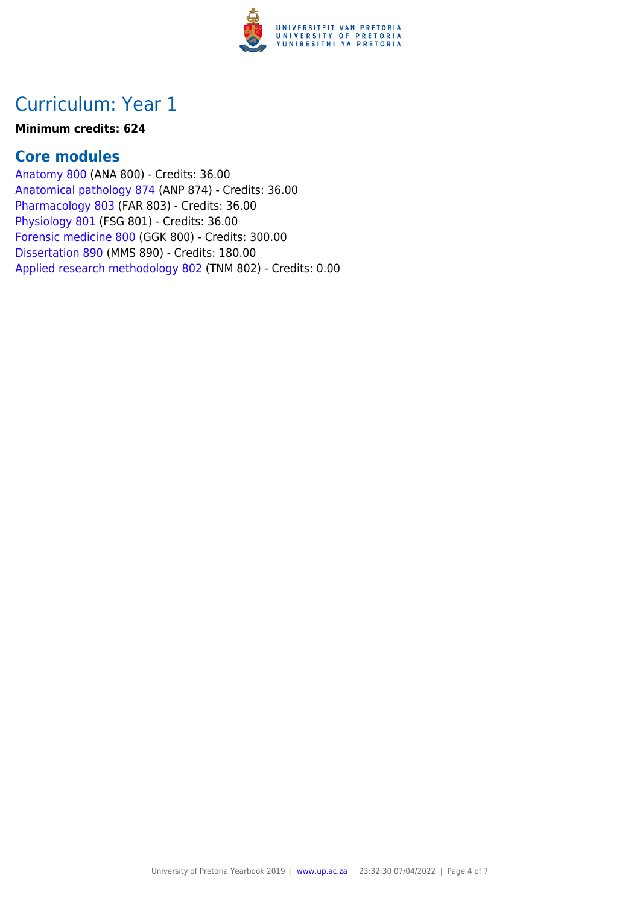# Curriculum: Year 1

**Minimum credits: 624**

## Core modules

Anatomy 800 (ANA 800) - Credits: 36.00
Anatomical pathology 874 (ANP 874) - Credits: 36.00
Pharmacology 803 (FAR 803) - Credits: 36.00
Physiology 801 (FSG 801) - Credits: 36.00
Forensic medicine 800 (GGK 800) - Credits: 300.00
Dissertation 890 (MMS 890) - Credits: 180.00
Applied research methodology 802 (TNM 802) - Credits: 0.00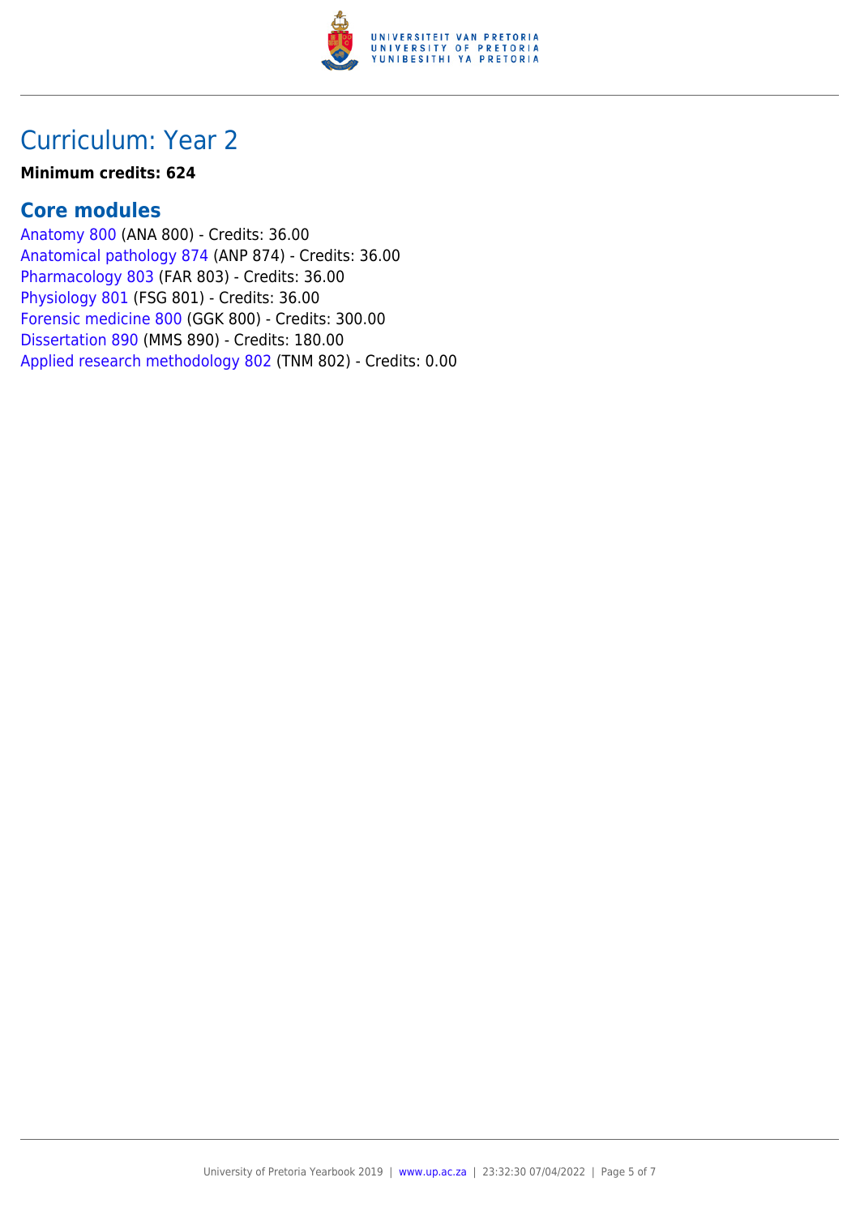# Curriculum: Year 2

**Minimum credits: 624**

## Core modules

Anatomy 800 (ANA 800) - Credits: 36.00
Anatomical pathology 874 (ANP 874) - Credits: 36.00
Pharmacology 803 (FAR 803) - Credits: 36.00
Physiology 801 (FSG 801) - Credits: 36.00
Forensic medicine 800 (GGK 800) - Credits: 300.00
Dissertation 890 (MMS 890) - Credits: 180.00
Applied research methodology 802 (TNM 802) - Credits: 0.00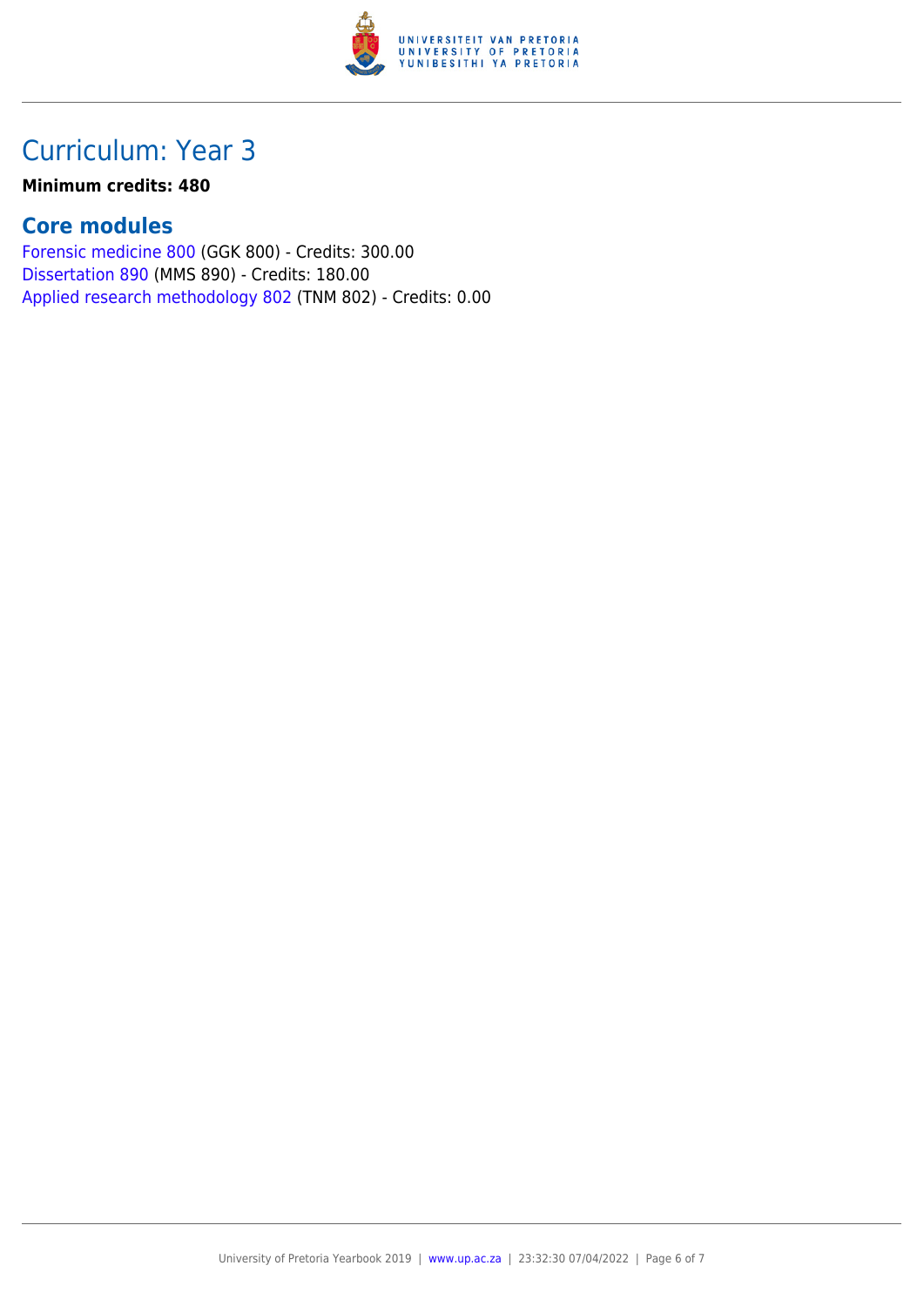# Curriculum: Year 3

**Minimum credits: 480**

## Core modules

Forensic medicine 800 (GGK 800) - Credits: 300.00
Dissertation 890 (MMS 890) - Credits: 180.00
Applied research methodology 802 (TNM 802) - Credits: 0.00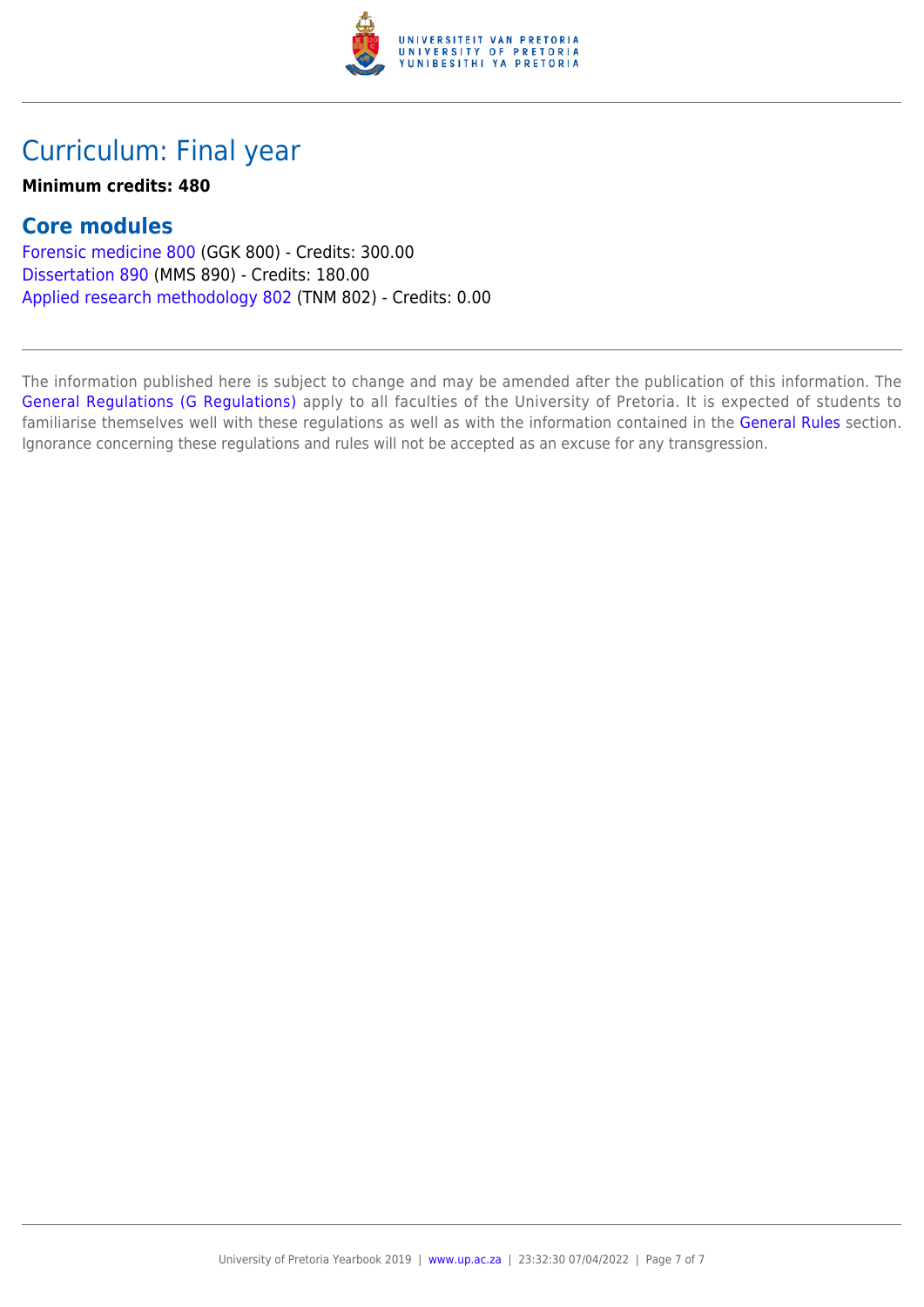## Curriculum: Final year

**Minimum credits: 480**

### Core modules

Forensic medicine 800 (GGK 800) - Credits: 300.00
Dissertation 890 (MMS 890) - Credits: 180.00
Applied research methodology 802 (TNM 802) - Credits: 0.00

The information published here is subject to change and may be amended after the publication of this information. The General Regulations (G Regulations) apply to all faculties of the University of Pretoria. It is expected of students to familiarise themselves well with these regulations as well as with the information contained in the General Rules section. Ignorance concerning these regulations and rules will not be accepted as an excuse for any transgression.